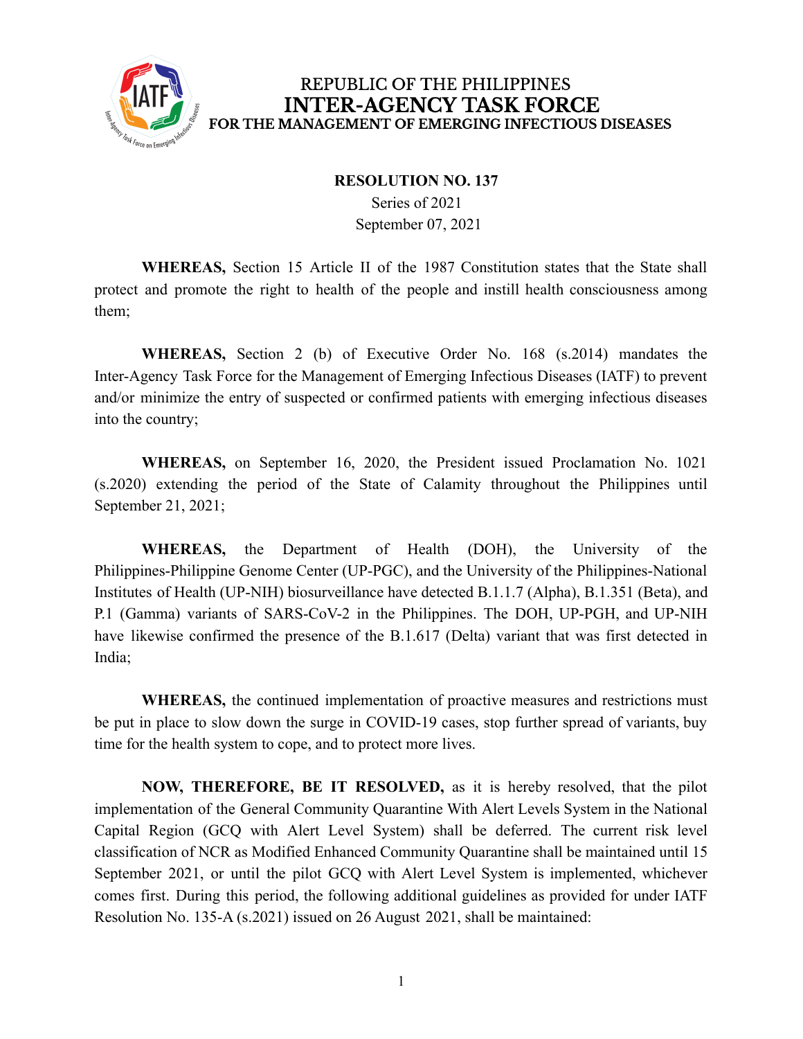REPUBLIC OF THE PHILIPPINES
**INTER-AGENCY TASK FORCE**
**FOR THE MANAGEMENT OF EMERGING INFECTIOUS DISEASES**

**RESOLUTION NO. 137**
Series of 2021
September 07, 2021

**WHEREAS,** Section 15 Article II of the 1987 Constitution states that the State shall protect and promote the right to health of the people and instill health consciousness among them;

**WHEREAS,** Section 2 (b) of Executive Order No. 168 (s.2014) mandates the Inter-Agency Task Force for the Management of Emerging Infectious Diseases (IATF) to prevent and/or minimize the entry of suspected or confirmed patients with emerging infectious diseases into the country;

**WHEREAS,** on September 16, 2020, the President issued Proclamation No. 1021 (s.2020) extending the period of the State of Calamity throughout the Philippines until September 21, 2021;

**WHEREAS,** the Department of Health (DOH), the University of the Philippines-Philippine Genome Center (UP-PGC), and the University of the Philippines-National Institutes of Health (UP-NIH) biosurveillance have detected B.1.1.7 (Alpha), B.1.351 (Beta), and P.1 (Gamma) variants of SARS-CoV-2 in the Philippines. The DOH, UP-PGH, and UP-NIH have likewise confirmed the presence of the B.1.617 (Delta) variant that was first detected in India;

**WHEREAS,** the continued implementation of proactive measures and restrictions must be put in place to slow down the surge in COVID-19 cases, stop further spread of variants, buy time for the health system to cope, and to protect more lives.

**NOW, THEREFORE, BE IT RESOLVED,** as it is hereby resolved, that the pilot implementation of the General Community Quarantine With Alert Levels System in the National Capital Region (GCQ with Alert Level System) shall be deferred. The current risk level classification of NCR as Modified Enhanced Community Quarantine shall be maintained until 15 September 2021, or until the pilot GCQ with Alert Level System is implemented, whichever comes first. During this period, the following additional guidelines as provided for under IATF Resolution No. 135-A (s.2021) issued on 26 August 2021, shall be maintained: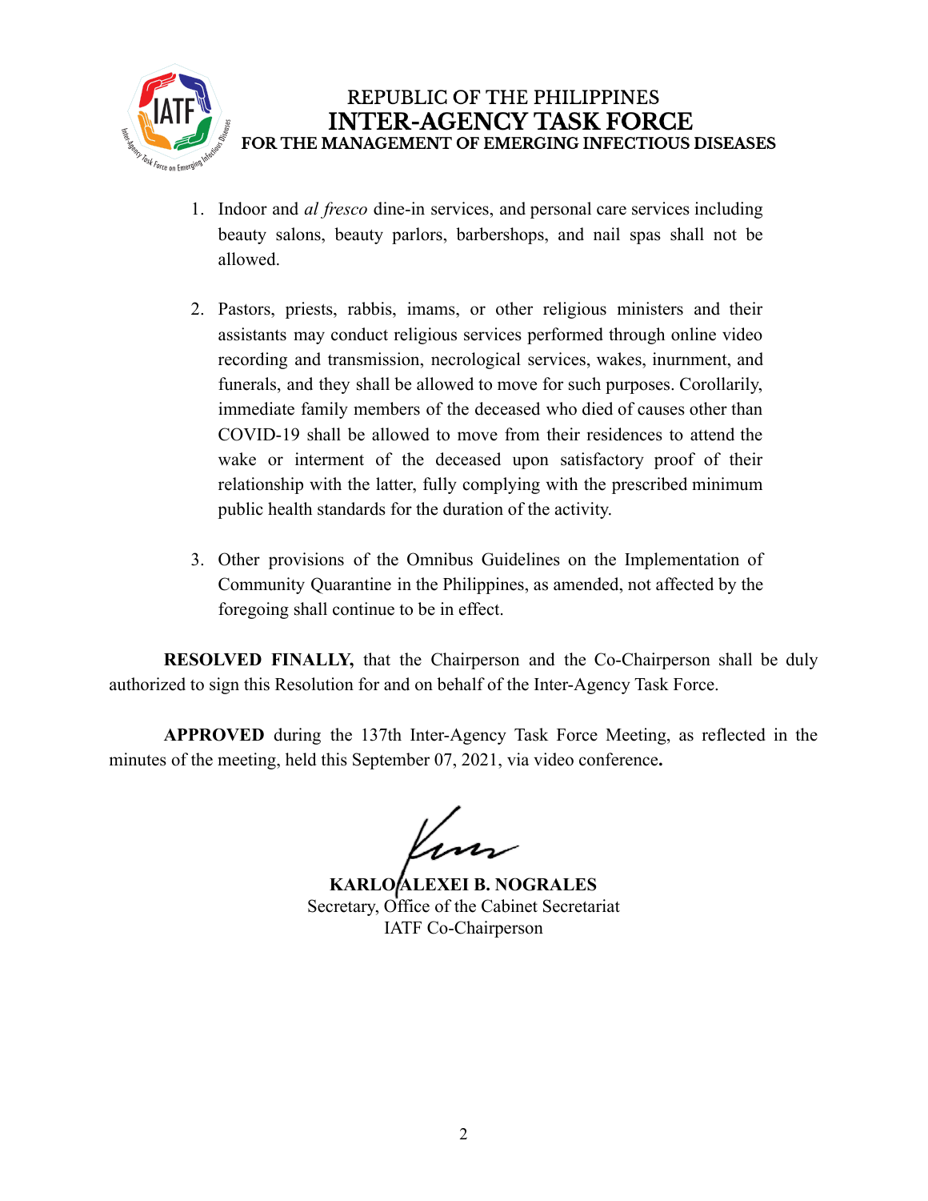REPUBLIC OF THE PHILIPPINES
**INTER-AGENCY TASK FORCE**
**FOR THE MANAGEMENT OF EMERGING INFECTIOUS DISEASES**

1. Indoor and *al fresco* dine-in services, and personal care services including beauty salons, beauty parlors, barbershops, and nail spas shall not be allowed.

2. Pastors, priests, rabbis, imams, or other religious ministers and their assistants may conduct religious services performed through online video recording and transmission, necrological services, wakes, inurnment, and funerals, and they shall be allowed to move for such purposes. Corollarily, immediate family members of the deceased who died of causes other than COVID-19 shall be allowed to move from their residences to attend the wake or interment of the deceased upon satisfactory proof of their relationship with the latter, fully complying with the prescribed minimum public health standards for the duration of the activity.

3. Other provisions of the Omnibus Guidelines on the Implementation of Community Quarantine in the Philippines, as amended, not affected by the foregoing shall continue to be in effect.

**RESOLVED FINALLY,** that the Chairperson and the Co-Chairperson shall be duly authorized to sign this Resolution for and on behalf of the Inter-Agency Task Force.

**APPROVED** during the 137th Inter-Agency Task Force Meeting, as reflected in the minutes of the meeting, held this September 07, 2021, via video conference**.**

**KARLO ALEXEI B. NOGRALES**
Secretary, Office of the Cabinet Secretariat
IATF Co-Chairperson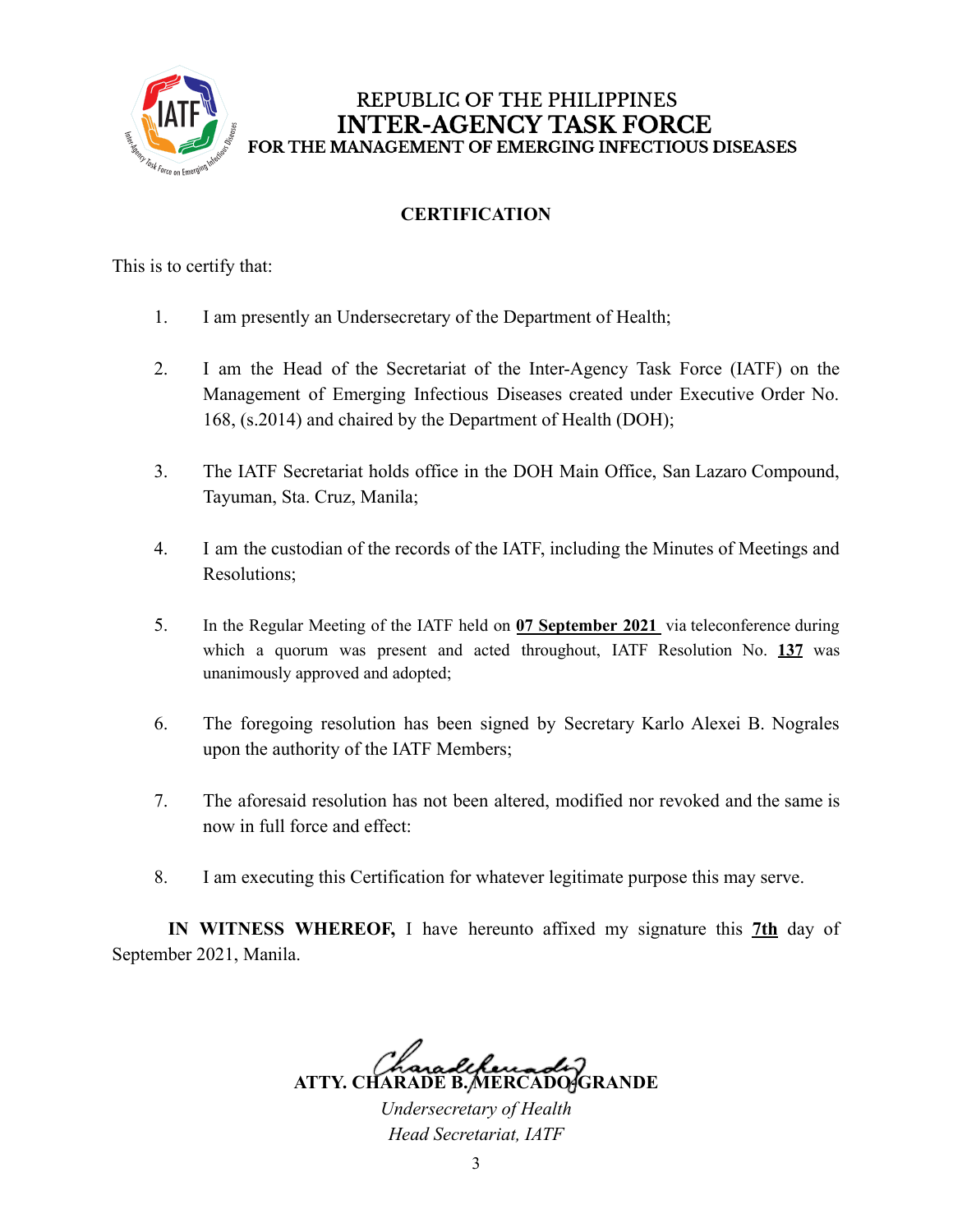REPUBLIC OF THE PHILIPPINES
**INTER-AGENCY TASK FORCE**
**FOR THE MANAGEMENT OF EMERGING INFECTIOUS DISEASES**

**CERTIFICATION**

This is to certify that:

1. I am presently an Undersecretary of the Department of Health;

2. I am the Head of the Secretariat of the Inter-Agency Task Force (IATF) on the Management of Emerging Infectious Diseases created under Executive Order No. 168, (s.2014) and chaired by the Department of Health (DOH);

3. The IATF Secretariat holds office in the DOH Main Office, San Lazaro Compound, Tayuman, Sta. Cruz, Manila;

4. I am the custodian of the records of the IATF, including the Minutes of Meetings and Resolutions;

5. In the Regular Meeting of the IATF held on **07 September 2021** via teleconference during which a quorum was present and acted throughout, IATF Resolution No. **137** was unanimously approved and adopted;

6. The foregoing resolution has been signed by Secretary Karlo Alexei B. Nograles upon the authority of the IATF Members;

7. The aforesaid resolution has not been altered, modified nor revoked and the same is now in full force and effect:

8. I am executing this Certification for whatever legitimate purpose this may serve.

**IN WITNESS WHEREOF,** I have hereunto affixed my signature this **7th** day of September 2021, Manila.

**ATTY. CHARADE B. MERCADO-GRANDE**
*Undersecretary of Health*
*Head Secretariat, IATF*